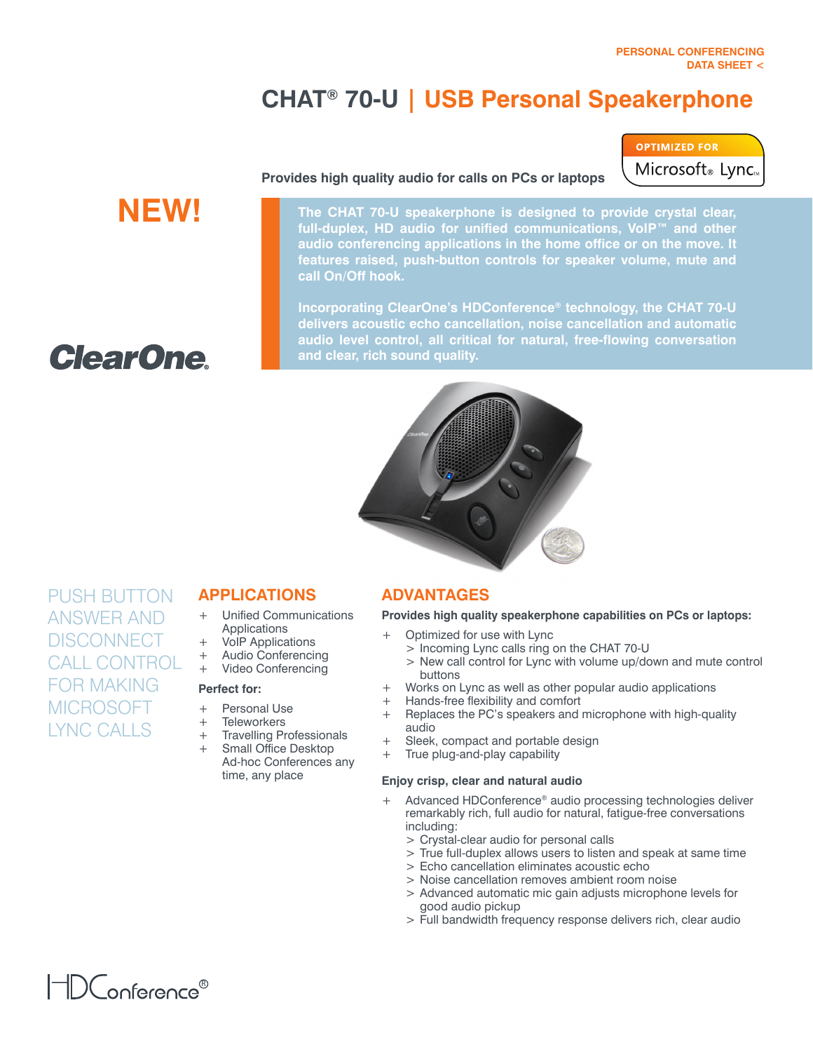PERSONAL CONFERENCING
DATA SHEET <

# CHAT® 70-U | USB Personal Speakerphone

OPTIMIZED FOR Microsoft® Lync™

**Provides high quality audio for calls on PCs or laptops**

**NEW!**

**The CHAT 70-U speakerphone is designed to provide crystal clear, full-duplex, HD audio for unified communications, VoIP™ and other audio conferencing applications in the home office or on the move. It features raised, push-button controls for speaker volume, mute and call On/Off hook.**

**Incorporating ClearOne's HDConference® technology, the CHAT 70-U delivers acoustic echo cancellation, noise cancellation and automatic audio level control, all critical for natural, free-flowing conversation and clear, rich sound quality.**

ClearOne®

PUSH BUTTON ANSWER AND DISCONNECT CALL CONTROL FOR MAKING MICROSOFT LYNC CALLS

## APPLICATIONS

+ Unified Communications Applications
+ VoIP Applications
+ Audio Conferencing
+ Video Conferencing

**Perfect for:**

+ Personal Use
+ Teleworkers
+ Travelling Professionals
+ Small Office Desktop Ad-hoc Conferences any time, any place

## ADVANTAGES

**Provides high quality speakerphone capabilities on PCs or laptops:**

+ Optimized for use with Lync
  > Incoming Lync calls ring on the CHAT 70-U
  > New call control for Lync with volume up/down and mute control buttons
+ Works on Lync as well as other popular audio applications
+ Hands-free flexibility and comfort
+ Replaces the PC's speakers and microphone with high-quality audio
+ Sleek, compact and portable design
+ True plug-and-play capability

**Enjoy crisp, clear and natural audio**

+ Advanced HDConference® audio processing technologies deliver remarkably rich, full audio for natural, fatigue-free conversations including:
  > Crystal-clear audio for personal calls
  > True full-duplex allows users to listen and speak at same time
  > Echo cancellation eliminates acoustic echo
  > Noise cancellation removes ambient room noise
  > Advanced automatic mic gain adjusts microphone levels for good audio pickup
  > Full bandwidth frequency response delivers rich, clear audio

HDConference®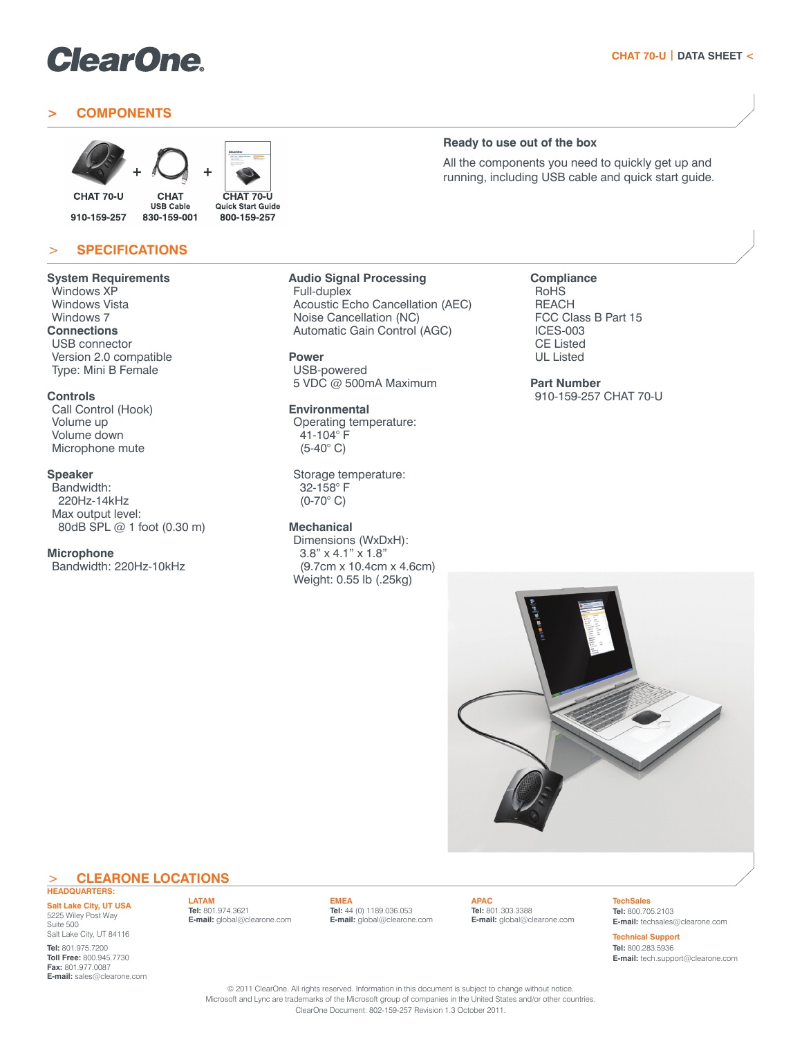## > COMPONENTS

CHAT 70-U
910-159-257

+

CHAT
USB Cable
830-159-001

+

CHAT 70-U
Quick Start Guide
800-159-257

**Ready to use out of the box**

All the components you need to quickly get up and running, including USB cable and quick start guide.

## > SPECIFICATIONS

**System Requirements**
- Windows XP
- Windows Vista
- Windows 7

**Connections**
- USB connector
- Version 2.0 compatible
- Type: Mini B Female

**Controls**
- Call Control (Hook)
- Volume up
- Volume down
- Microphone mute

**Speaker**
- Bandwidth:
  - 220Hz-14kHz
- Max output level:
  - 80dB SPL @ 1 foot (0.30 m)

**Microphone**
- Bandwidth: 220Hz-10kHz

**Audio Signal Processing**
- Full-duplex
- Acoustic Echo Cancellation (AEC)
- Noise Cancellation (NC)
- Automatic Gain Control (AGC)

**Power**
- USB-powered
- 5 VDC @ 500mA Maximum

**Environmental**
- Operating temperature:
  - 41-104° F
  - (5-40° C)
- Storage temperature:
  - 32-158° F
  - (0-70° C)

**Mechanical**
- Dimensions (WxDxH):
  - 3.8” x 4.1” x 1.8”
  - (9.7cm x 10.4cm x 4.6cm)
- Weight: 0.55 lb (.25kg)

**Compliance**
- RoHS
- REACH
- FCC Class B Part 15
- ICES-003
- CE Listed
- UL Listed

**Part Number**
- 910-159-257 CHAT 70-U

## > CLEARONE LOCATIONS

**HEADQUARTERS:**

**Salt Lake City, UT USA**
5225 Wiley Post Way
Suite 500
Salt Lake City, UT 84116

**Tel:** 801.975.7200
**Toll Free:** 800.945.7730
**Fax:** 801.977.0087
**E-mail:** sales@clearone.com

**LATAM**
**Tel:** 801.974.3621
**E-mail:** global@clearone.com

**EMEA**
**Tel:** 44 (0) 1189.036.053
**E-mail:** global@clearone.com

**APAC**
**Tel:** 801.303.3388
**E-mail:** global@clearone.com

**TechSales**
**Tel:** 800.705.2103
**E-mail:** techsales@clearone.com

**Technical Support**
**Tel:** 800.283.5936
**E-mail:** tech.support@clearone.com

© 2011 ClearOne. All rights reserved. Information in this document is subject to change without notice.
Microsoft and Lync are trademarks of the Microsoft group of companies in the United States and/or other countries.
ClearOne Document: 802-159-257 Revision 1.3 October 2011.